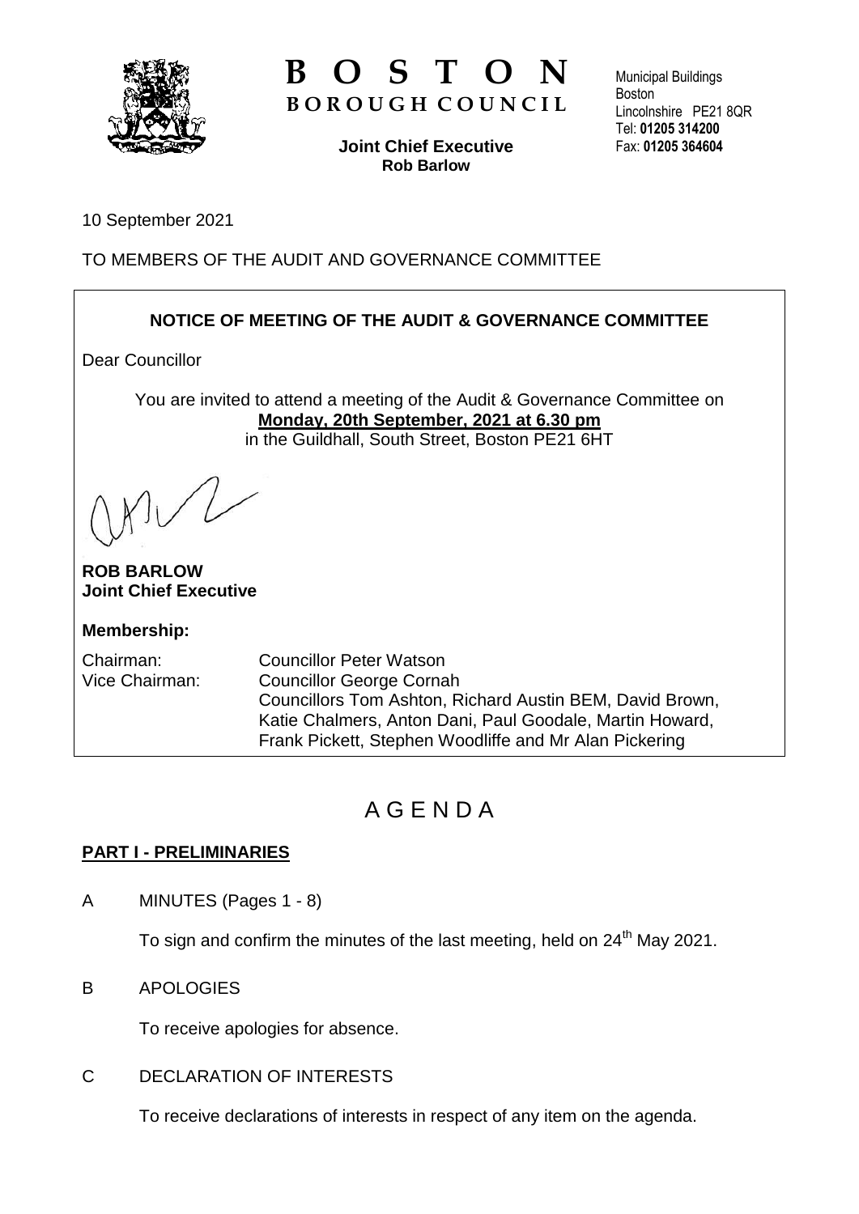# BOSTON
## BOROUGH COUNCIL

**Joint Chief Executive**
**Rob Barlow**

Municipal Buildings
Boston
Lincolnshire PE21 8QR
Tel: **01205 314200**
Fax: **01205 364604**

10 September 2021

TO MEMBERS OF THE AUDIT AND GOVERNANCE COMMITTEE

**NOTICE OF MEETING OF THE AUDIT & GOVERNANCE COMMITTEE**

Dear Councillor

You are invited to attend a meeting of the Audit & Governance Committee on **Monday, 20th September, 2021 at 6.30 pm** in the Guildhall, South Street, Boston PE21 6HT

**ROB BARLOW**
**Joint Chief Executive**

**Membership:**

Chairman: Councillor Peter Watson
Vice Chairman: Councillor George Cornah
Councillors Tom Ashton, Richard Austin BEM, David Brown, Katie Chalmers, Anton Dani, Paul Goodale, Martin Howard, Frank Pickett, Stephen Woodliffe and Mr Alan Pickering

# A G E N D A

## PART I - PRELIMINARIES

A MINUTES (Pages 1 - 8)

To sign and confirm the minutes of the last meeting, held on 24th May 2021.

B APOLOGIES

To receive apologies for absence.

C DECLARATION OF INTERESTS

To receive declarations of interests in respect of any item on the agenda.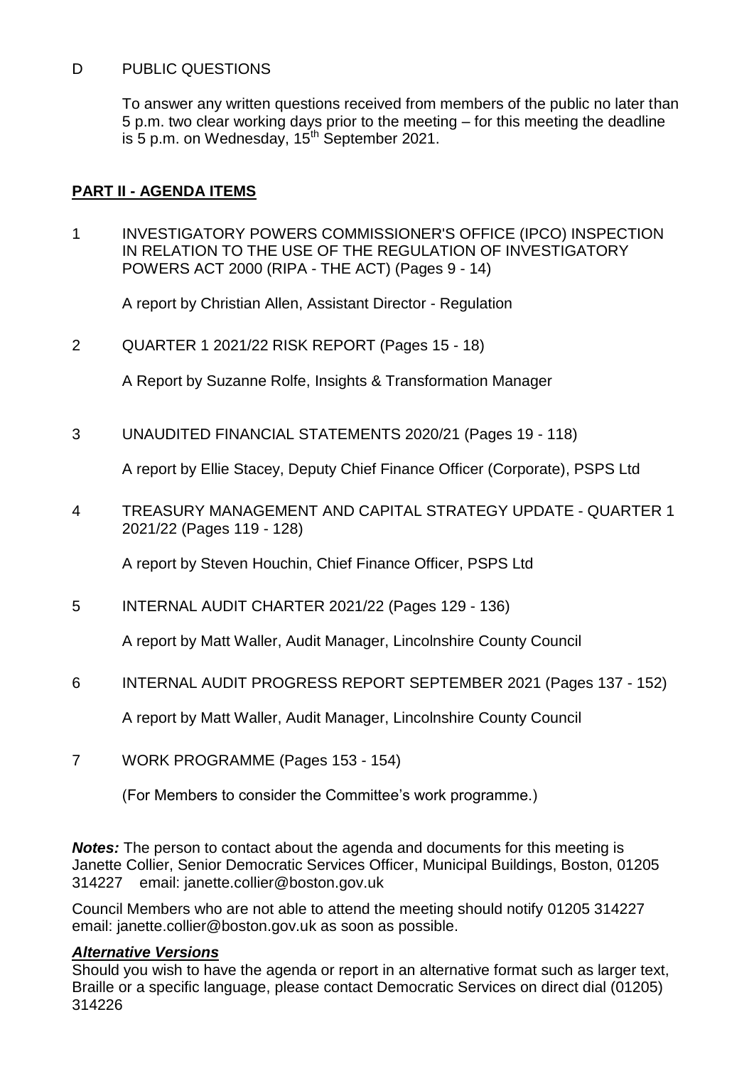D PUBLIC QUESTIONS

To answer any written questions received from members of the public no later than 5 p.m. two clear working days prior to the meeting – for this meeting the deadline is 5 p.m. on Wednesday, 15th September 2021.

## PART II - AGENDA ITEMS

1 INVESTIGATORY POWERS COMMISSIONER'S OFFICE (IPCO) INSPECTION IN RELATION TO THE USE OF THE REGULATION OF INVESTIGATORY POWERS ACT 2000 (RIPA - THE ACT) (Pages 9 - 14)

A report by Christian Allen, Assistant Director - Regulation

2 QUARTER 1 2021/22 RISK REPORT (Pages 15 - 18)

A Report by Suzanne Rolfe, Insights & Transformation Manager

3 UNAUDITED FINANCIAL STATEMENTS 2020/21 (Pages 19 - 118)

A report by Ellie Stacey, Deputy Chief Finance Officer (Corporate), PSPS Ltd

4 TREASURY MANAGEMENT AND CAPITAL STRATEGY UPDATE - QUARTER 1 2021/22 (Pages 119 - 128)

A report by Steven Houchin, Chief Finance Officer, PSPS Ltd

5 INTERNAL AUDIT CHARTER 2021/22 (Pages 129 - 136)

A report by Matt Waller, Audit Manager, Lincolnshire County Council

6 INTERNAL AUDIT PROGRESS REPORT SEPTEMBER 2021 (Pages 137 - 152)

A report by Matt Waller, Audit Manager, Lincolnshire County Council

7 WORK PROGRAMME (Pages 153 - 154)

(For Members to consider the Committee's work programme.)

***Notes:*** The person to contact about the agenda and documents for this meeting is Janette Collier, Senior Democratic Services Officer, Municipal Buildings, Boston, 01205 314227 email: janette.collier@boston.gov.uk

Council Members who are not able to attend the meeting should notify 01205 314227 email: janette.collier@boston.gov.uk as soon as possible.

***Alternative Versions***

Should you wish to have the agenda or report in an alternative format such as larger text, Braille or a specific language, please contact Democratic Services on direct dial (01205) 314226